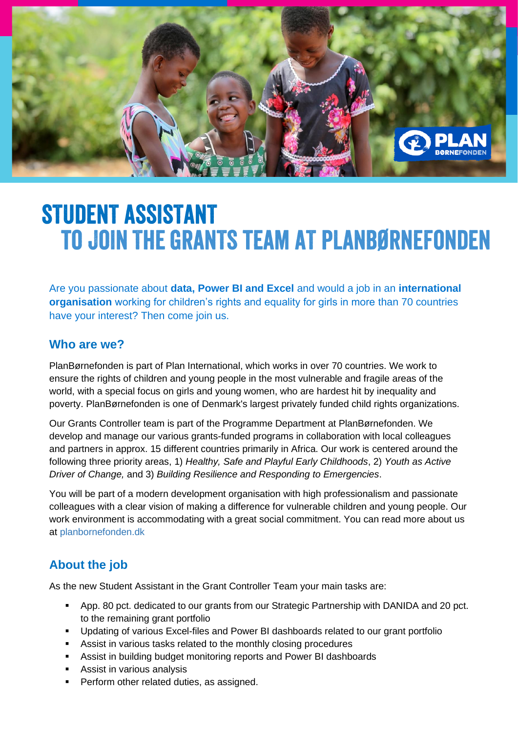# STUDENT ASSISTANT
# TO JOIN THE GRANTS TEAM AT PLANBØRNEFONDEN

Are you passionate about **data, Power BI and Excel** and would a job in an **international organisation** working for children's rights and equality for girls in more than 70 countries have your interest? Then come join us.

## Who are we?

PlanBørnefonden is part of Plan International, which works in over 70 countries. We work to ensure the rights of children and young people in the most vulnerable and fragile areas of the world, with a special focus on girls and young women, who are hardest hit by inequality and poverty. PlanBørnefonden is one of Denmark's largest privately funded child rights organizations.

Our Grants Controller team is part of the Programme Department at PlanBørnefonden. We develop and manage our various grants-funded programs in collaboration with local colleagues and partners in approx. 15 different countries primarily in Africa. Our work is centered around the following three priority areas, 1) *Healthy, Safe and Playful Early Childhoods*, 2) *Youth as Active Driver of Change,* and 3) *Building Resilience and Responding to Emergencies*.

You will be part of a modern development organisation with high professionalism and passionate colleagues with a clear vision of making a difference for vulnerable children and young people. Our work environment is accommodating with a great social commitment. You can read more about us at planbornefonden.dk

## About the job

As the new Student Assistant in the Grant Controller Team your main tasks are:

- App. 80 pct. dedicated to our grants from our Strategic Partnership with DANIDA and 20 pct. to the remaining grant portfolio
- Updating of various Excel-files and Power BI dashboards related to our grant portfolio
- Assist in various tasks related to the monthly closing procedures
- Assist in building budget monitoring reports and Power BI dashboards
- Assist in various analysis
- Perform other related duties, as assigned.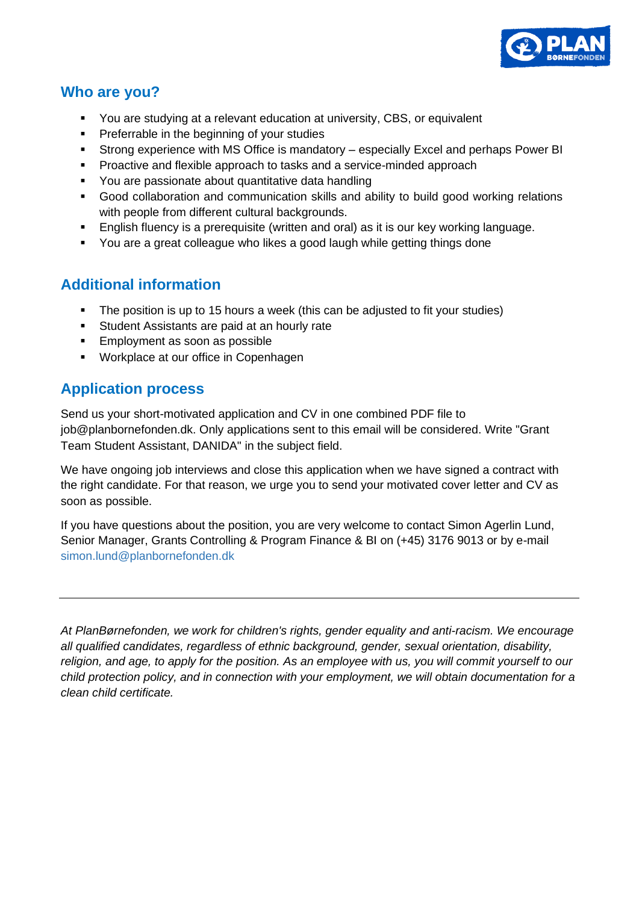## Who are you?

- You are studying at a relevant education at university, CBS, or equivalent
- Preferrable in the beginning of your studies
- Strong experience with MS Office is mandatory – especially Excel and perhaps Power BI
- Proactive and flexible approach to tasks and a service-minded approach
- You are passionate about quantitative data handling
- Good collaboration and communication skills and ability to build good working relations with people from different cultural backgrounds.
- English fluency is a prerequisite (written and oral) as it is our key working language.
- You are a great colleague who likes a good laugh while getting things done

## Additional information

- The position is up to 15 hours a week (this can be adjusted to fit your studies)
- Student Assistants are paid at an hourly rate
- Employment as soon as possible
- Workplace at our office in Copenhagen

## Application process

Send us your short-motivated application and CV in one combined PDF file to job@planbornefonden.dk. Only applications sent to this email will be considered. Write "Grant Team Student Assistant, DANIDA" in the subject field.

We have ongoing job interviews and close this application when we have signed a contract with the right candidate. For that reason, we urge you to send your motivated cover letter and CV as soon as possible.

If you have questions about the position, you are very welcome to contact Simon Agerlin Lund, Senior Manager, Grants Controlling & Program Finance & BI on (+45) 3176 9013 or by e-mail simon.lund@planbornefonden.dk

---

*At PlanBørnefonden, we work for children's rights, gender equality and anti-racism. We encourage all qualified candidates, regardless of ethnic background, gender, sexual orientation, disability, religion, and age, to apply for the position. As an employee with us, you will commit yourself to our child protection policy, and in connection with your employment, we will obtain documentation for a clean child certificate.*